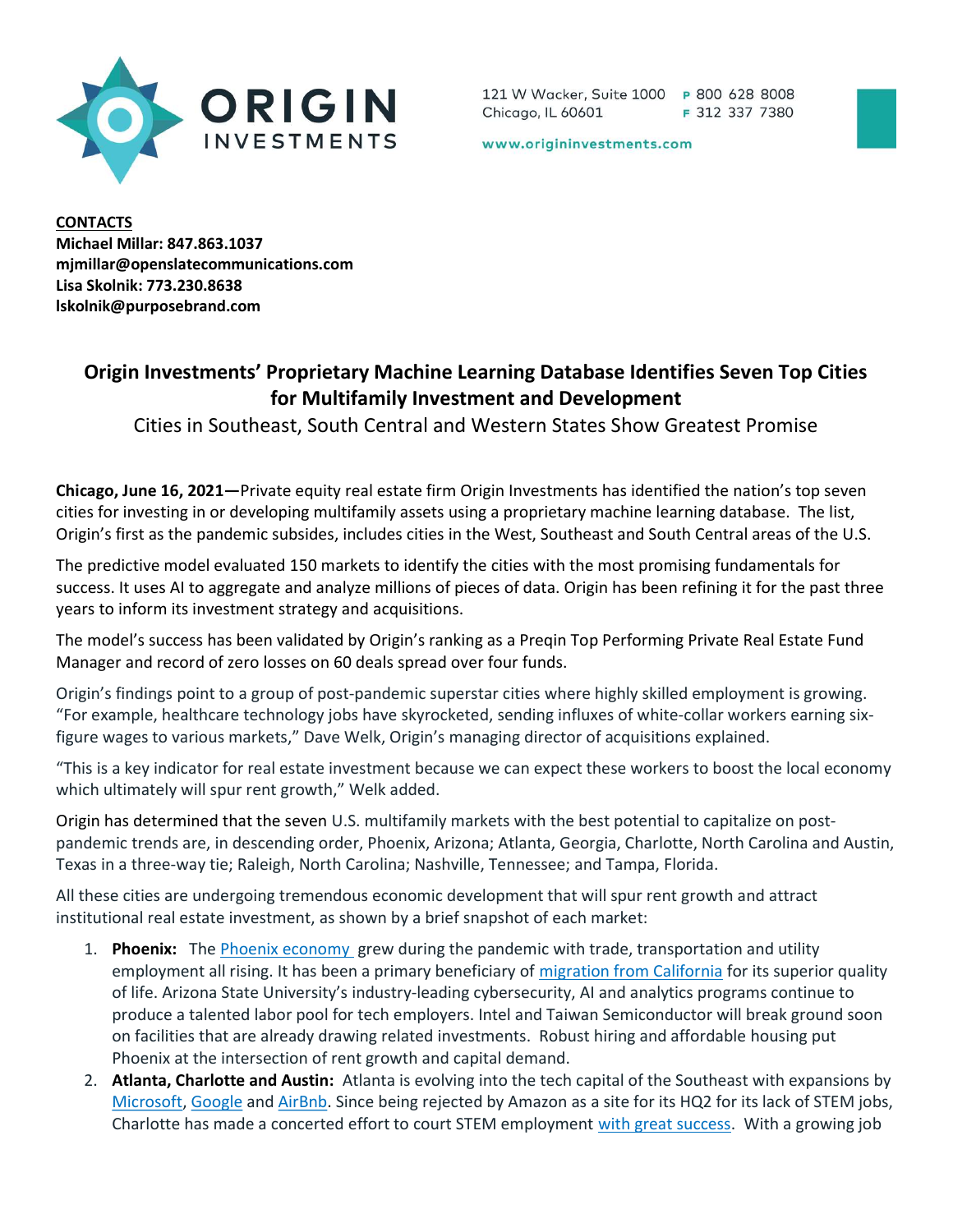**ORIGIN INVESTMENTS**

121 W Wacker, Suite 1000
Chicago, IL 60601

P 800 628 8008
F 312 337 7380

www.origininvestments.com

**CONTACTS**
**Michael Millar: 847.863.1037**
**mjmillar@openslatecommunications.com**
**Lisa Skolnik: 773.230.8638**
**lskolnik@purposebrand.com**

# Origin Investments' Proprietary Machine Learning Database Identifies Seven Top Cities for Multifamily Investment and Development

Cities in Southeast, South Central and Western States Show Greatest Promise

**Chicago, June 16, 2021—**Private equity real estate firm Origin Investments has identified the nation's top seven cities for investing in or developing multifamily assets using a proprietary machine learning database. The list, Origin's first as the pandemic subsides, includes cities in the West, Southeast and South Central areas of the U.S.

The predictive model evaluated 150 markets to identify the cities with the most promising fundamentals for success. It uses AI to aggregate and analyze millions of pieces of data. Origin has been refining it for the past three years to inform its investment strategy and acquisitions.

The model's success has been validated by Origin's ranking as a Preqin Top Performing Private Real Estate Fund Manager and record of zero losses on 60 deals spread over four funds.

Origin's findings point to a group of post-pandemic superstar cities where highly skilled employment is growing. "For example, healthcare technology jobs have skyrocketed, sending influxes of white-collar workers earning six-figure wages to various markets," Dave Welk, Origin's managing director of acquisitions explained.

"This is a key indicator for real estate investment because we can expect these workers to boost the local economy which ultimately will spur rent growth," Welk added.

Origin has determined that the seven U.S. multifamily markets with the best potential to capitalize on post-pandemic trends are, in descending order, Phoenix, Arizona; Atlanta, Georgia, Charlotte, North Carolina and Austin, Texas in a three-way tie; Raleigh, North Carolina; Nashville, Tennessee; and Tampa, Florida.

All these cities are undergoing tremendous economic development that will spur rent growth and attract institutional real estate investment, as shown by a brief snapshot of each market:

1. **Phoenix:** The Phoenix economy grew during the pandemic with trade, transportation and utility employment all rising. It has been a primary beneficiary of migration from California for its superior quality of life. Arizona State University's industry-leading cybersecurity, AI and analytics programs continue to produce a talented labor pool for tech employers. Intel and Taiwan Semiconductor will break ground soon on facilities that are already drawing related investments. Robust hiring and affordable housing put Phoenix at the intersection of rent growth and capital demand.
2. **Atlanta, Charlotte and Austin:** Atlanta is evolving into the tech capital of the Southeast with expansions by Microsoft, Google and AirBnb. Since being rejected by Amazon as a site for its HQ2 for its lack of STEM jobs, Charlotte has made a concerted effort to court STEM employment with great success. With a growing job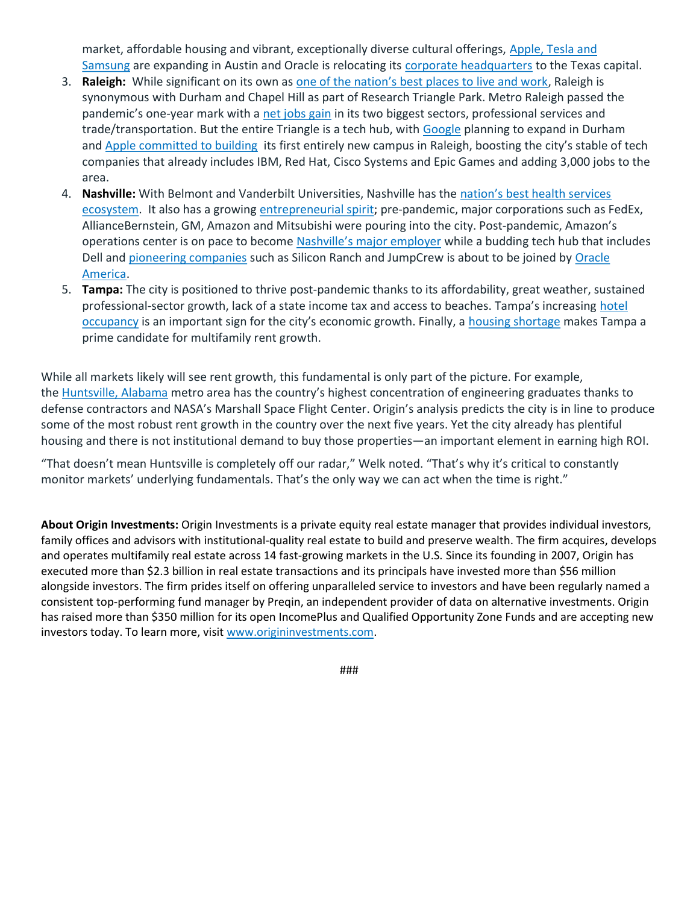market, affordable housing and vibrant, exceptionally diverse cultural offerings, Apple, Tesla and Samsung are expanding in Austin and Oracle is relocating its corporate headquarters to the Texas capital.

3. **Raleigh:** While significant on its own as one of the nation's best places to live and work, Raleigh is synonymous with Durham and Chapel Hill as part of Research Triangle Park. Metro Raleigh passed the pandemic's one-year mark with a net jobs gain in its two biggest sectors, professional services and trade/transportation. But the entire Triangle is a tech hub, with Google planning to expand in Durham and Apple committed to building its first entirely new campus in Raleigh, boosting the city's stable of tech companies that already includes IBM, Red Hat, Cisco Systems and Epic Games and adding 3,000 jobs to the area.
4. **Nashville:** With Belmont and Vanderbilt Universities, Nashville has the nation's best health services ecosystem. It also has a growing entrepreneurial spirit; pre-pandemic, major corporations such as FedEx, AllianceBernstein, GM, Amazon and Mitsubishi were pouring into the city. Post-pandemic, Amazon's operations center is on pace to become Nashville's major employer while a budding tech hub that includes Dell and pioneering companies such as Silicon Ranch and JumpCrew is about to be joined by Oracle America.
5. **Tampa:** The city is positioned to thrive post-pandemic thanks to its affordability, great weather, sustained professional-sector growth, lack of a state income tax and access to beaches. Tampa's increasing hotel occupancy is an important sign for the city's economic growth. Finally, a housing shortage makes Tampa a prime candidate for multifamily rent growth.

While all markets likely will see rent growth, this fundamental is only part of the picture. For example, the Huntsville, Alabama metro area has the country's highest concentration of engineering graduates thanks to defense contractors and NASA's Marshall Space Flight Center. Origin's analysis predicts the city is in line to produce some of the most robust rent growth in the country over the next five years. Yet the city already has plentiful housing and there is not institutional demand to buy those properties—an important element in earning high ROI.

"That doesn't mean Huntsville is completely off our radar," Welk noted. "That's why it's critical to constantly monitor markets' underlying fundamentals. That's the only way we can act when the time is right."

**About Origin Investments:** Origin Investments is a private equity real estate manager that provides individual investors, family offices and advisors with institutional-quality real estate to build and preserve wealth. The firm acquires, develops and operates multifamily real estate across 14 fast-growing markets in the U.S. Since its founding in 2007, Origin has executed more than $2.3 billion in real estate transactions and its principals have invested more than $56 million alongside investors. The firm prides itself on offering unparalleled service to investors and have been regularly named a consistent top-performing fund manager by Preqin, an independent provider of data on alternative investments. Origin has raised more than $350 million for its open IncomePlus and Qualified Opportunity Zone Funds and are accepting new investors today. To learn more, visit www.origininvestments.com.

###